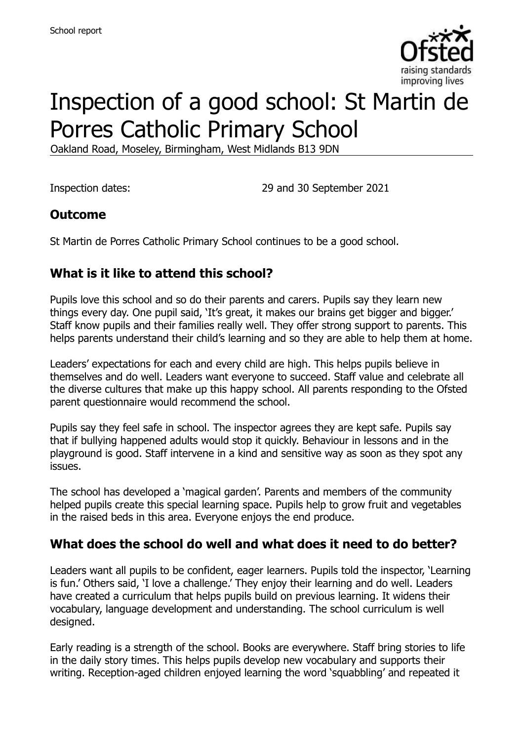School report

# Inspection of a good school: St Martin de Porres Catholic Primary School

Oakland Road, Moseley, Birmingham, West Midlands B13 9DN

Inspection dates: 29 and 30 September 2021

## Outcome

St Martin de Porres Catholic Primary School continues to be a good school.

## What is it like to attend this school?

Pupils love this school and so do their parents and carers. Pupils say they learn new things every day. One pupil said, 'It's great, it makes our brains get bigger and bigger.' Staff know pupils and their families really well. They offer strong support to parents. This helps parents understand their child's learning and so they are able to help them at home.

Leaders' expectations for each and every child are high. This helps pupils believe in themselves and do well. Leaders want everyone to succeed. Staff value and celebrate all the diverse cultures that make up this happy school. All parents responding to the Ofsted parent questionnaire would recommend the school.

Pupils say they feel safe in school. The inspector agrees they are kept safe. Pupils say that if bullying happened adults would stop it quickly. Behaviour in lessons and in the playground is good. Staff intervene in a kind and sensitive way as soon as they spot any issues.

The school has developed a 'magical garden'. Parents and members of the community helped pupils create this special learning space. Pupils help to grow fruit and vegetables in the raised beds in this area. Everyone enjoys the end produce.

## What does the school do well and what does it need to do better?

Leaders want all pupils to be confident, eager learners. Pupils told the inspector, 'Learning is fun.' Others said, 'I love a challenge.' They enjoy their learning and do well. Leaders have created a curriculum that helps pupils build on previous learning. It widens their vocabulary, language development and understanding. The school curriculum is well designed.

Early reading is a strength of the school. Books are everywhere. Staff bring stories to life in the daily story times. This helps pupils develop new vocabulary and supports their writing. Reception-aged children enjoyed learning the word 'squabbling' and repeated it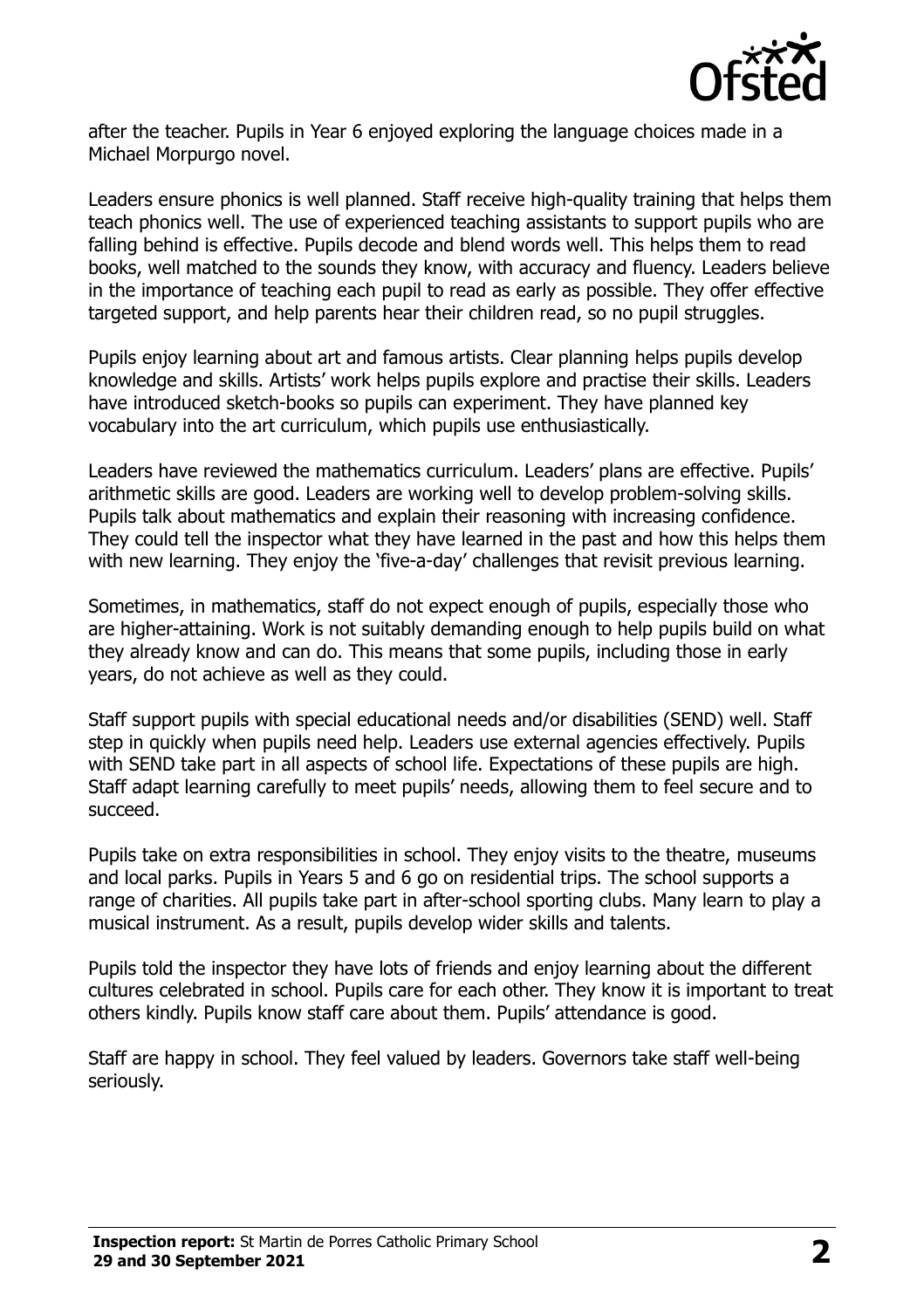after the teacher. Pupils in Year 6 enjoyed exploring the language choices made in a Michael Morpurgo novel.

Leaders ensure phonics is well planned. Staff receive high-quality training that helps them teach phonics well. The use of experienced teaching assistants to support pupils who are falling behind is effective. Pupils decode and blend words well. This helps them to read books, well matched to the sounds they know, with accuracy and fluency. Leaders believe in the importance of teaching each pupil to read as early as possible. They offer effective targeted support, and help parents hear their children read, so no pupil struggles.

Pupils enjoy learning about art and famous artists. Clear planning helps pupils develop knowledge and skills. Artists' work helps pupils explore and practise their skills. Leaders have introduced sketch-books so pupils can experiment. They have planned key vocabulary into the art curriculum, which pupils use enthusiastically.

Leaders have reviewed the mathematics curriculum. Leaders' plans are effective. Pupils' arithmetic skills are good. Leaders are working well to develop problem-solving skills. Pupils talk about mathematics and explain their reasoning with increasing confidence. They could tell the inspector what they have learned in the past and how this helps them with new learning. They enjoy the 'five-a-day' challenges that revisit previous learning.

Sometimes, in mathematics, staff do not expect enough of pupils, especially those who are higher-attaining. Work is not suitably demanding enough to help pupils build on what they already know and can do. This means that some pupils, including those in early years, do not achieve as well as they could.

Staff support pupils with special educational needs and/or disabilities (SEND) well. Staff step in quickly when pupils need help. Leaders use external agencies effectively. Pupils with SEND take part in all aspects of school life. Expectations of these pupils are high. Staff adapt learning carefully to meet pupils' needs, allowing them to feel secure and to succeed.

Pupils take on extra responsibilities in school. They enjoy visits to the theatre, museums and local parks. Pupils in Years 5 and 6 go on residential trips. The school supports a range of charities. All pupils take part in after-school sporting clubs. Many learn to play a musical instrument. As a result, pupils develop wider skills and talents.

Pupils told the inspector they have lots of friends and enjoy learning about the different cultures celebrated in school. Pupils care for each other. They know it is important to treat others kindly. Pupils know staff care about them. Pupils' attendance is good.

Staff are happy in school. They feel valued by leaders. Governors take staff well-being seriously.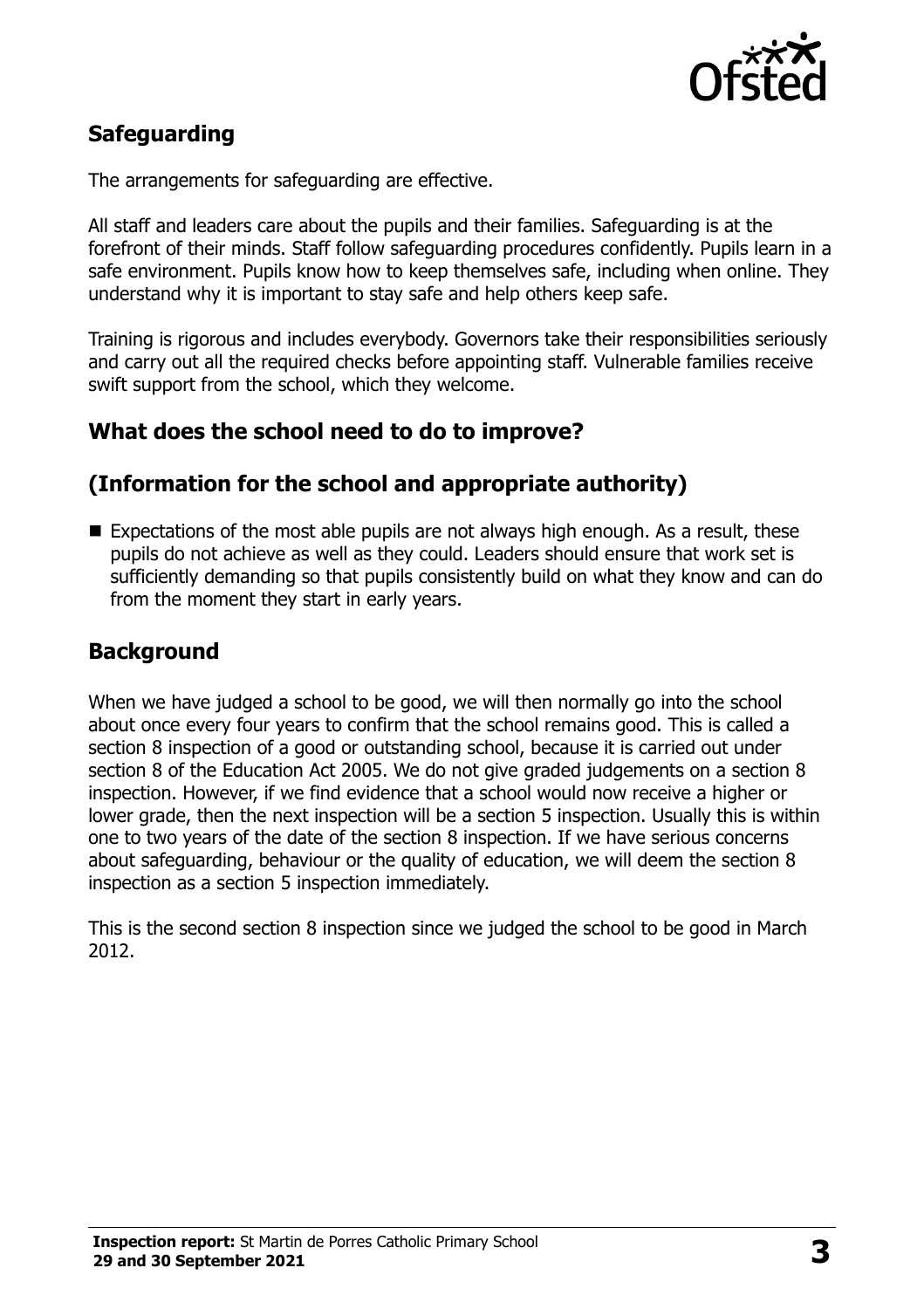## Safeguarding

The arrangements for safeguarding are effective.

All staff and leaders care about the pupils and their families. Safeguarding is at the forefront of their minds. Staff follow safeguarding procedures confidently. Pupils learn in a safe environment. Pupils know how to keep themselves safe, including when online. They understand why it is important to stay safe and help others keep safe.

Training is rigorous and includes everybody. Governors take their responsibilities seriously and carry out all the required checks before appointing staff. Vulnerable families receive swift support from the school, which they welcome.

## What does the school need to do to improve?

## (Information for the school and appropriate authority)

- Expectations of the most able pupils are not always high enough. As a result, these pupils do not achieve as well as they could. Leaders should ensure that work set is sufficiently demanding so that pupils consistently build on what they know and can do from the moment they start in early years.

## Background

When we have judged a school to be good, we will then normally go into the school about once every four years to confirm that the school remains good. This is called a section 8 inspection of a good or outstanding school, because it is carried out under section 8 of the Education Act 2005. We do not give graded judgements on a section 8 inspection. However, if we find evidence that a school would now receive a higher or lower grade, then the next inspection will be a section 5 inspection. Usually this is within one to two years of the date of the section 8 inspection. If we have serious concerns about safeguarding, behaviour or the quality of education, we will deem the section 8 inspection as a section 5 inspection immediately.

This is the second section 8 inspection since we judged the school to be good in March 2012.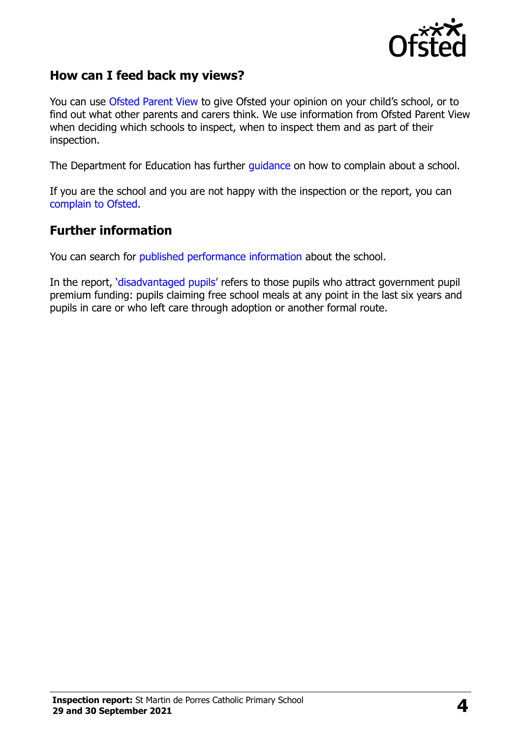## How can I feed back my views?

You can use Ofsted Parent View to give Ofsted your opinion on your child's school, or to find out what other parents and carers think. We use information from Ofsted Parent View when deciding which schools to inspect, when to inspect them and as part of their inspection.

The Department for Education has further guidance on how to complain about a school.

If you are the school and you are not happy with the inspection or the report, you can complain to Ofsted.

## Further information

You can search for published performance information about the school.

In the report, 'disadvantaged pupils' refers to those pupils who attract government pupil premium funding: pupils claiming free school meals at any point in the last six years and pupils in care or who left care through adoption or another formal route.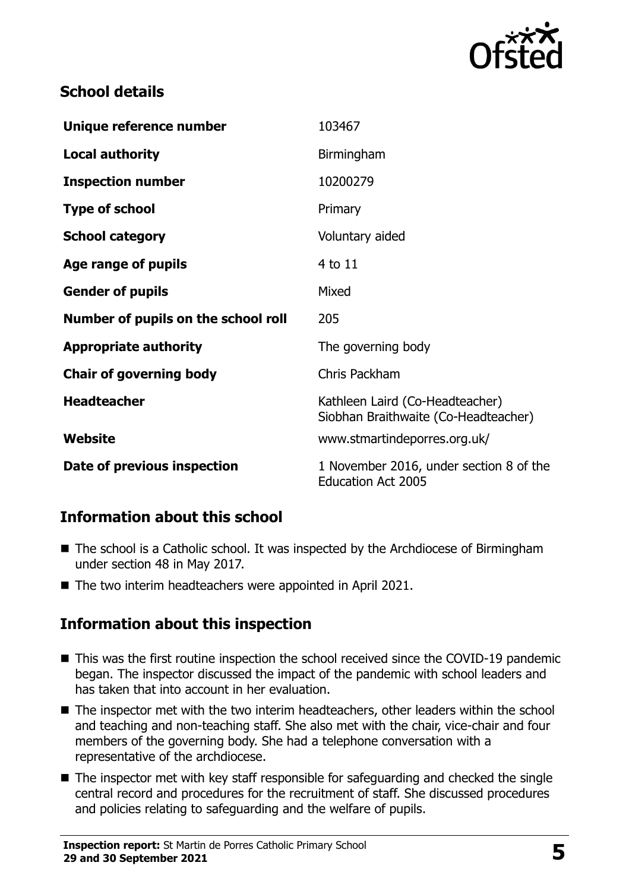## School details

| | |
|---|---|
| **Unique reference number** | 103467 |
| **Local authority** | Birmingham |
| **Inspection number** | 10200279 |
| **Type of school** | Primary |
| **School category** | Voluntary aided |
| **Age range of pupils** | 4 to 11 |
| **Gender of pupils** | Mixed |
| **Number of pupils on the school roll** | 205 |
| **Appropriate authority** | The governing body |
| **Chair of governing body** | Chris Packham |
| **Headteacher** | Kathleen Laird (Co-Headteacher) Siobhan Braithwaite (Co-Headteacher) |
| **Website** | www.stmartindeporres.org.uk/ |
| **Date of previous inspection** | 1 November 2016, under section 8 of the Education Act 2005 |

## Information about this school

- The school is a Catholic school. It was inspected by the Archdiocese of Birmingham under section 48 in May 2017.
- The two interim headteachers were appointed in April 2021.

## Information about this inspection

- This was the first routine inspection the school received since the COVID-19 pandemic began. The inspector discussed the impact of the pandemic with school leaders and has taken that into account in her evaluation.
- The inspector met with the two interim headteachers, other leaders within the school and teaching and non-teaching staff. She also met with the chair, vice-chair and four members of the governing body. She had a telephone conversation with a representative of the archdiocese.
- The inspector met with key staff responsible for safeguarding and checked the single central record and procedures for the recruitment of staff. She discussed procedures and policies relating to safeguarding and the welfare of pupils.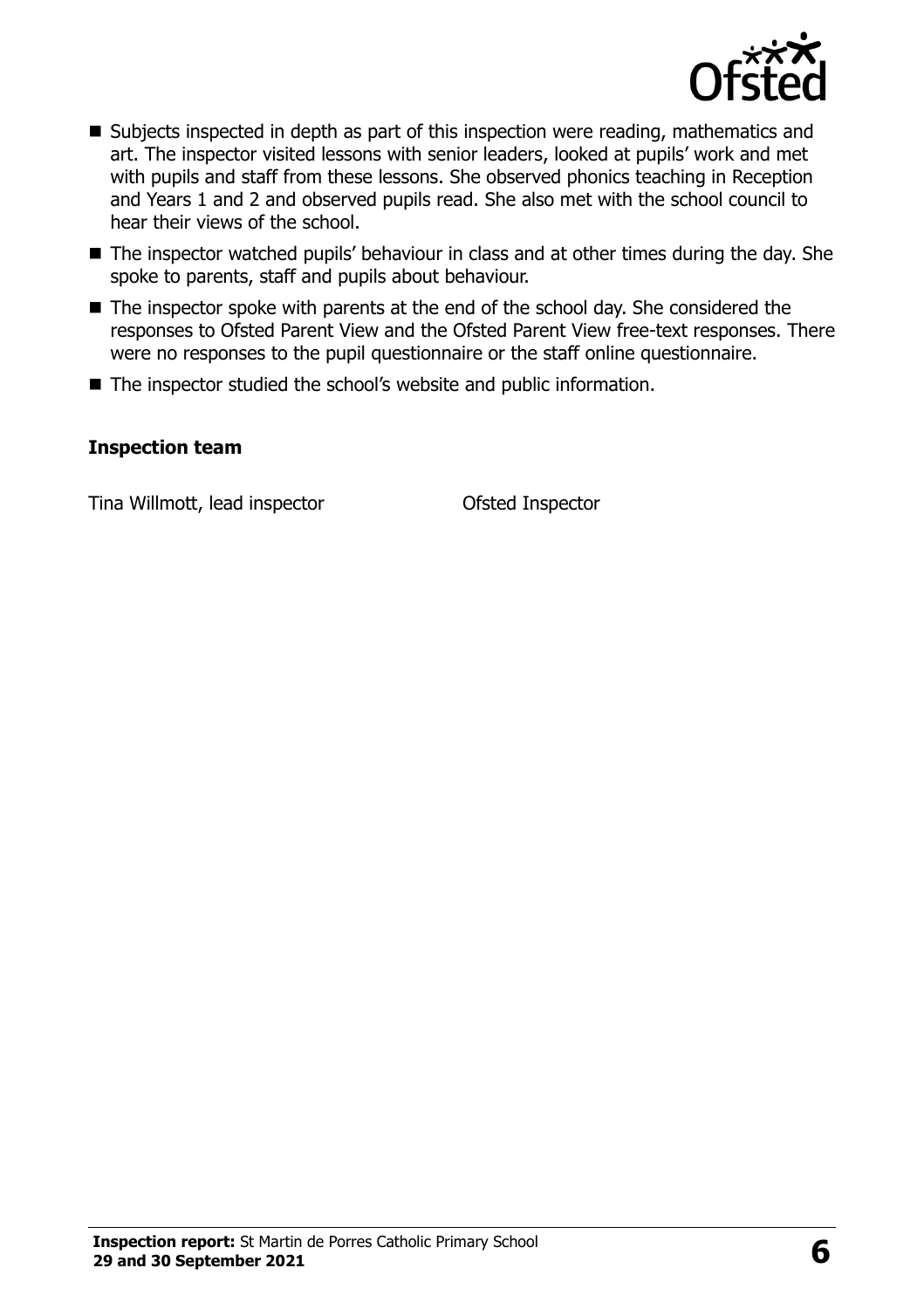- Subjects inspected in depth as part of this inspection were reading, mathematics and art. The inspector visited lessons with senior leaders, looked at pupils' work and met with pupils and staff from these lessons. She observed phonics teaching in Reception and Years 1 and 2 and observed pupils read. She also met with the school council to hear their views of the school.
- The inspector watched pupils' behaviour in class and at other times during the day. She spoke to parents, staff and pupils about behaviour.
- The inspector spoke with parents at the end of the school day. She considered the responses to Ofsted Parent View and the Ofsted Parent View free-text responses. There were no responses to the pupil questionnaire or the staff online questionnaire.
- The inspector studied the school's website and public information.

### Inspection team

| | |
|---|---|
| Tina Willmott, lead inspector | Ofsted Inspector |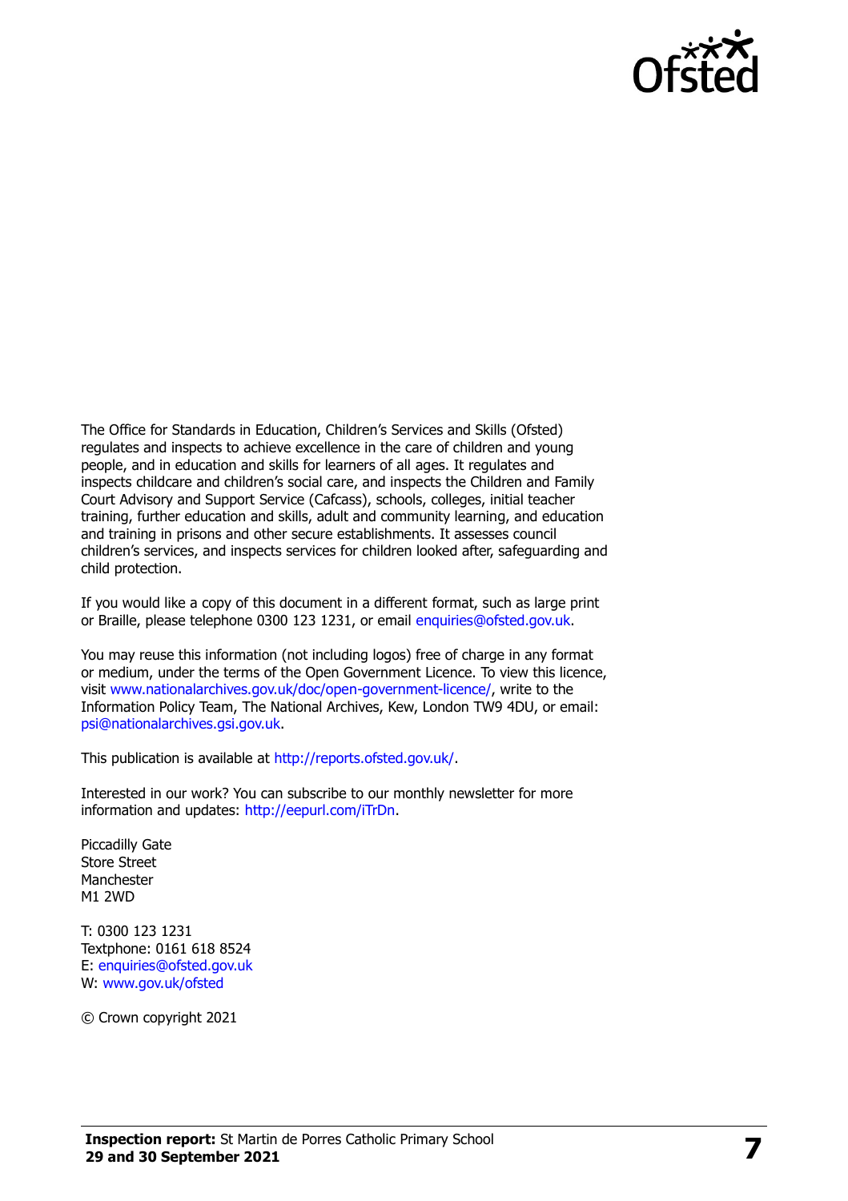The Office for Standards in Education, Children's Services and Skills (Ofsted) regulates and inspects to achieve excellence in the care of children and young people, and in education and skills for learners of all ages. It regulates and inspects childcare and children's social care, and inspects the Children and Family Court Advisory and Support Service (Cafcass), schools, colleges, initial teacher training, further education and skills, adult and community learning, and education and training in prisons and other secure establishments. It assesses council children's services, and inspects services for children looked after, safeguarding and child protection.

If you would like a copy of this document in a different format, such as large print or Braille, please telephone 0300 123 1231, or email enquiries@ofsted.gov.uk.

You may reuse this information (not including logos) free of charge in any format or medium, under the terms of the Open Government Licence. To view this licence, visit www.nationalarchives.gov.uk/doc/open-government-licence/, write to the Information Policy Team, The National Archives, Kew, London TW9 4DU, or email: psi@nationalarchives.gsi.gov.uk.

This publication is available at http://reports.ofsted.gov.uk/.

Interested in our work? You can subscribe to our monthly newsletter for more information and updates: http://eepurl.com/iTrDn.

Piccadilly Gate
Store Street
Manchester
M1 2WD

T: 0300 123 1231
Textphone: 0161 618 8524
E: enquiries@ofsted.gov.uk
W: www.gov.uk/ofsted

© Crown copyright 2021